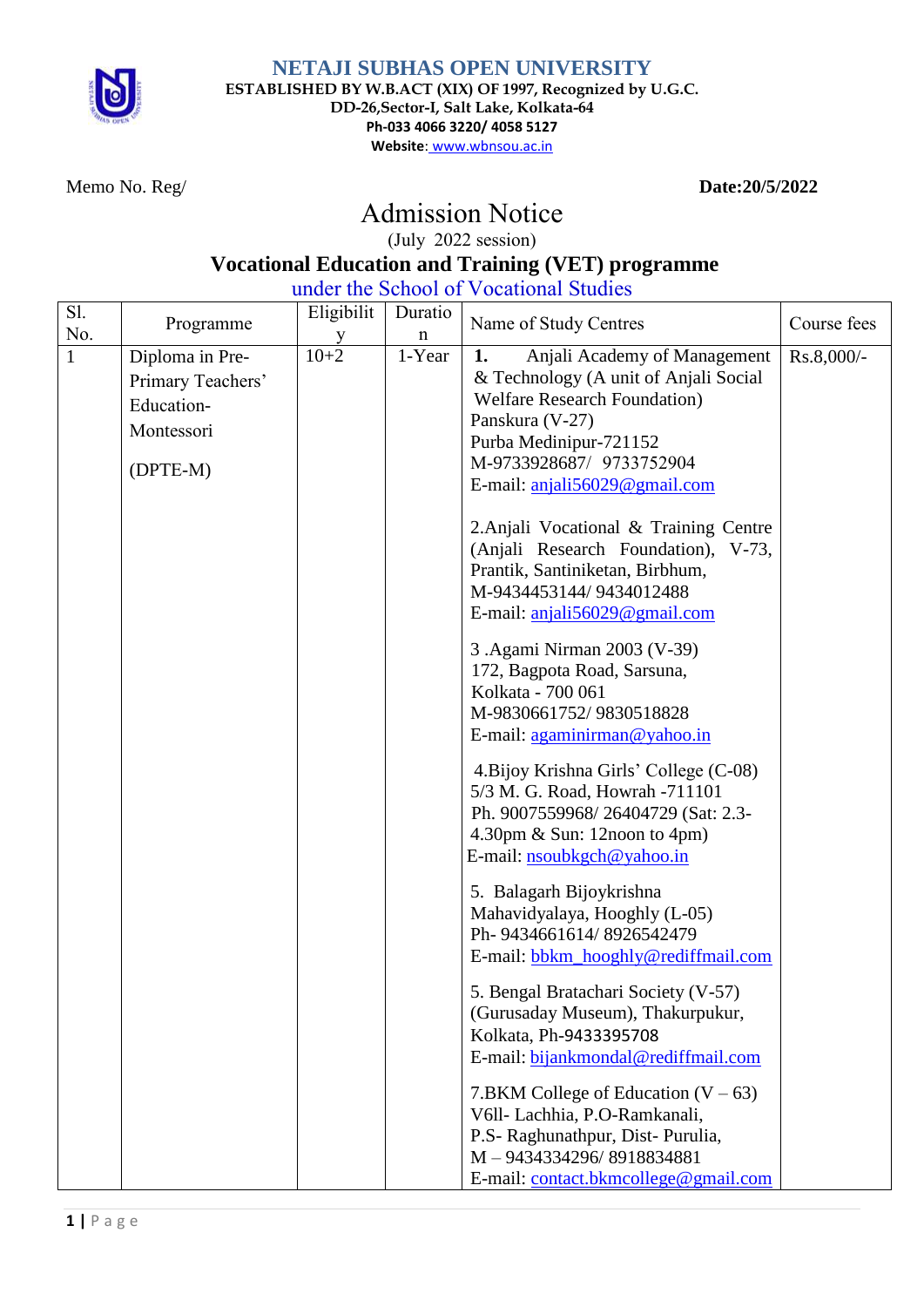# NETAJI SUBHAS OPEN UNIVERSITY

**ESTABLISHED BY W.B.ACT (XIX) OF 1997, Recognized by U.G.C.**
**DD-26,Sector-I, Salt Lake, Kolkata-64**
**Ph-033 4066 3220/ 4058 5127**
**Website:** www.wbnsou.ac.in

Memo No. Reg/ **Date:20/5/2022**

## Admission Notice

(July 2022 session)

### Vocational Education and Training (VET) programme

under the School of Vocational Studies

| Sl. No. | Programme | Eligibility | Duration | Name of Study Centres | Course fees |
|---|---|---|---|---|---|
| 1 | Diploma in Pre-Primary Teachers' Education-Montessori (DPTE-M) | 10+2 | 1-Year | **1.** Anjali Academy of Management & Technology (A unit of Anjali Social Welfare Research Foundation) Panskura (V-27) Purba Medinipur-721152 M-9733928687/ 9733752904 E-mail: anjali56029@gmail.com<br><br>2.Anjali Vocational & Training Centre (Anjali Research Foundation), V-73, Prantik, Santiniketan, Birbhum, M-9434453144/ 9434012488 E-mail: anjali56029@gmail.com<br><br>3 .Agami Nirman 2003 (V-39) 172, Bagpota Road, Sarsuna, Kolkata - 700 061 M-9830661752/ 9830518828 E-mail: agaminirman@yahoo.in<br><br>4.Bijoy Krishna Girls' College (C-08) 5/3 M. G. Road, Howrah -711101 Ph. 9007559968/ 26404729 (Sat: 2.3-4.30pm & Sun: 12noon to 4pm) E-mail: nsoubkgch@yahoo.in<br><br>5. Balagarh Bijoykrishna Mahavidyalaya, Hooghly (L-05) Ph- 9434661614/ 8926542479 E-mail: bbkm_hooghly@rediffmail.com<br><br>5. Bengal Bratachari Society (V-57) (Gurusaday Museum), Thakurpukur, Kolkata, Ph-9433395708 E-mail: bijankmondal@rediffmail.com<br><br>7.BKM College of Education (V – 63) V6ll- Lachhia, P.O-Ramkanali, P.S- Raghunathpur, Dist- Purulia, M – 9434334296/ 8918834881 E-mail: contact.bkmcollege@gmail.com | Rs.8,000/- |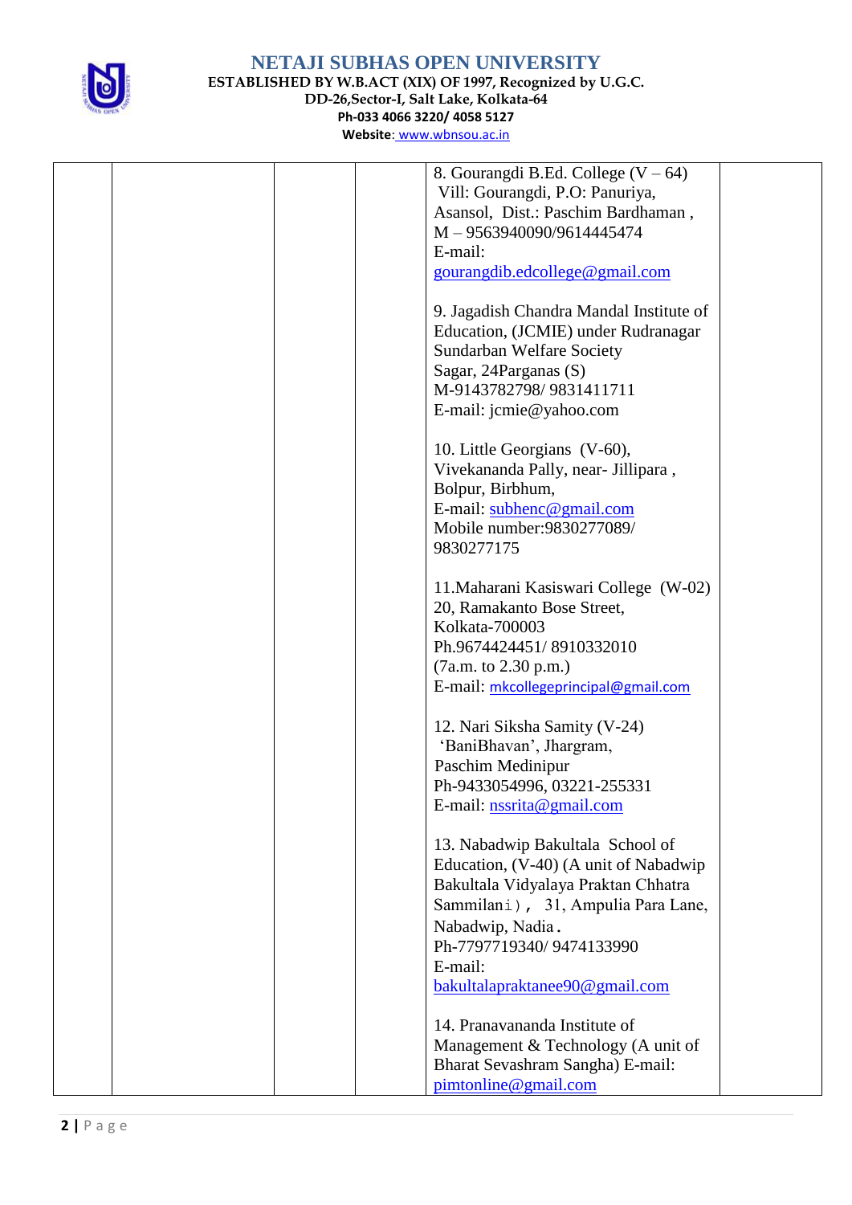# NETAJI SUBHAS OPEN UNIVERSITY

**ESTABLISHED BY W.B.ACT (XIX) OF 1997, Recognized by U.G.C.**
**DD-26,Sector-I, Salt Lake, Kolkata-64**
**Ph-033 4066 3220/ 4058 5127**
**Website: www.wbnsou.ac.in**

| | | | | | |
|---|---|---|---|---|---|
| | | | | 8. Gourangdi B.Ed. College (V – 64) Vill: Gourangdi, P.O: Panuriya, Asansol, Dist.: Paschim Bardhaman , M – 9563940090/9614445474 E-mail: gourangdib.edcollege@gmail.com<br><br>9. Jagadish Chandra Mandal Institute of Education, (JCMIE) under Rudranagar Sundarban Welfare Society Sagar, 24Parganas (S) M-9143782798/ 9831411711 E-mail: jcmie@yahoo.com<br><br>10. Little Georgians (V-60), Vivekananda Pally, near- Jillipara , Bolpur, Birbhum, E-mail: subhenc@gmail.com Mobile number:9830277089/ 9830277175<br><br>11.Maharani Kasiswari College (W-02) 20, Ramakanto Bose Street, Kolkata-700003 Ph.9674424451/ 8910332010 (7a.m. to 2.30 p.m.) E-mail: mkcollegeprincipal@gmail.com<br><br>12. Nari Siksha Samity (V-24) 'BaniBhavan', Jhargram, Paschim Medinipur Ph-9433054996, 03221-255331 E-mail: nssrita@gmail.com<br><br>13. Nabadwip Bakultala School of Education, (V-40) (A unit of Nabadwip Bakultala Vidyalaya Praktan Chhatra Sammilani), 31, Ampulia Para Lane, Nabadwip, Nadia. Ph-7797719340/ 9474133990 E-mail: bakultalapraktanee90@gmail.com<br><br>14. Pranavananda Institute of Management & Technology (A unit of Bharat Sevashram Sangha) E-mail: pimtonline@gmail.com | |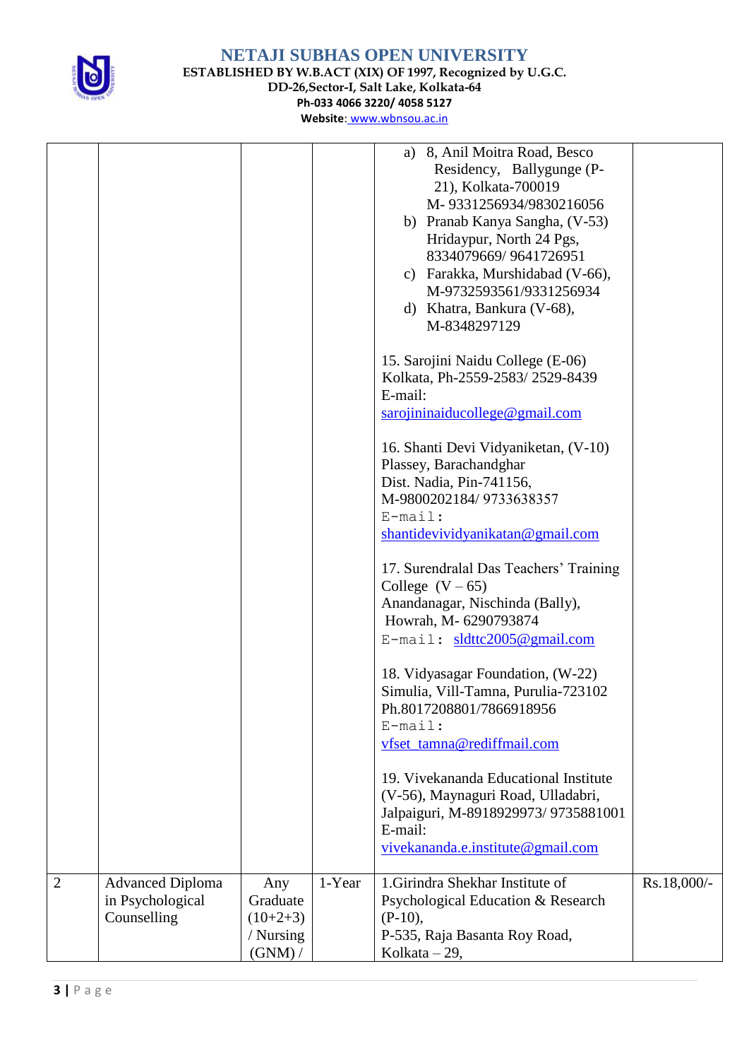# NETAJI SUBHAS OPEN UNIVERSITY

**ESTABLISHED BY W.B.ACT (XIX) OF 1997, Recognized by U.G.C.**
**DD-26,Sector-I, Salt Lake, Kolkata-64**
**Ph-033 4066 3220/ 4058 5127**
**Website: www.wbnsou.ac.in**

| | | | | | |
|---|---|---|---|---|---|
| | | | | a) 8, Anil Moitra Road, Besco Residency, Ballygunge (P-21), Kolkata-700019 M- 9331256934/9830216056<br>b) Pranab Kanya Sangha, (V-53) Hridaypur, North 24 Pgs, 8334079669/ 9641726951<br>c) Farakka, Murshidabad (V-66), M-9732593561/9331256934<br>d) Khatra, Bankura (V-68), M-8348297129<br><br>15. Sarojini Naidu College (E-06) Kolkata, Ph-2559-2583/ 2529-8439 E-mail: sarojininaiducollege@gmail.com<br><br>16. Shanti Devi Vidyaniketan, (V-10) Plassey, Barachandghar Dist. Nadia, Pin-741156, M-9800202184/ 9733638357 E-mail: shantidevividyanikatan@gmail.com<br><br>17. Surendralal Das Teachers' Training College (V – 65) Anandanagar, Nischinda (Bally), Howrah, M- 6290793874 E-mail: sldttc2005@gmail.com<br><br>18. Vidyasagar Foundation, (W-22) Simulia, Vill-Tamna, Purulia-723102 Ph.8017208801/7866918956 E-mail: vfset_tamna@rediffmail.com<br><br>19. Vivekananda Educational Institute (V-56), Maynaguri Road, Ulladabri, Jalpaiguri, M-8918929973/ 9735881001 E-mail: vivekananda.e.institute@gmail.com | |
| 2 | Advanced Diploma in Psychological Counselling | Any Graduate (10+2+3) / Nursing (GNM) / | 1-Year | 1.Girindra Shekhar Institute of Psychological Education & Research (P-10), P-535, Raja Basanta Roy Road, Kolkata – 29, | Rs.18,000/- |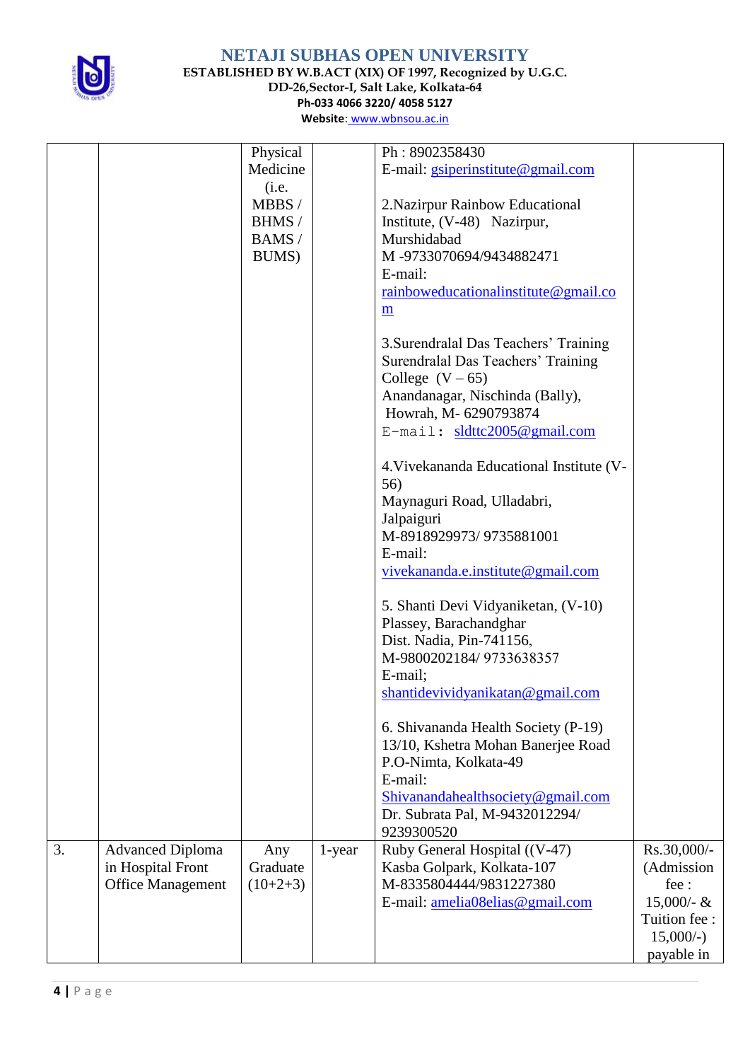| | | | | | |
|---|---|---|---|---|---|
| | | Physical Medicine (i.e. MBBS / BHMS / BAMS / BUMS) | | Ph : 8902358430<br>E-mail: gsiperinstitute@gmail.com<br><br>2.Nazirpur Rainbow Educational Institute, (V-48) Nazirpur, Murshidabad<br>M -9733070694/9434882471<br>E-mail: rainboweducationalinstitute@gmail.com<br><br>3.Surendralal Das Teachers' Training Surendralal Das Teachers' Training College (V – 65)<br>Anandanagar, Nischinda (Bally), Howrah, M- 6290793874<br>E-mail: sldttc2005@gmail.com<br><br>4.Vivekananda Educational Institute (V-56)<br>Maynaguri Road, Ulladabri, Jalpaiguri<br>M-8918929973/ 9735881001<br>E-mail: vivekananda.e.institute@gmail.com<br><br>5. Shanti Devi Vidyaniketan, (V-10)<br>Plassey, Barachandghar<br>Dist. Nadia, Pin-741156,<br>M-9800202184/ 9733638357<br>E-mail; shantidevividyanikatan@gmail.com<br><br>6. Shivananda Health Society (P-19)<br>13/10, Kshetra Mohan Banerjee Road<br>P.O-Nimta, Kolkata-49<br>E-mail: Shivanandahealthsociety@gmail.com<br>Dr. Subrata Pal, M-9432012294/ 9239300520 | |
| 3. | Advanced Diploma in Hospital Front Office Management | Any Graduate (10+2+3) | 1-year | Ruby General Hospital ((V-47)<br>Kasba Golpark, Kolkata-107<br>M-8335804444/9831227380<br>E-mail: amelia08elias@gmail.com | Rs.30,000/- (Admission fee : 15,000/- & Tuition fee : 15,000/-) payable in |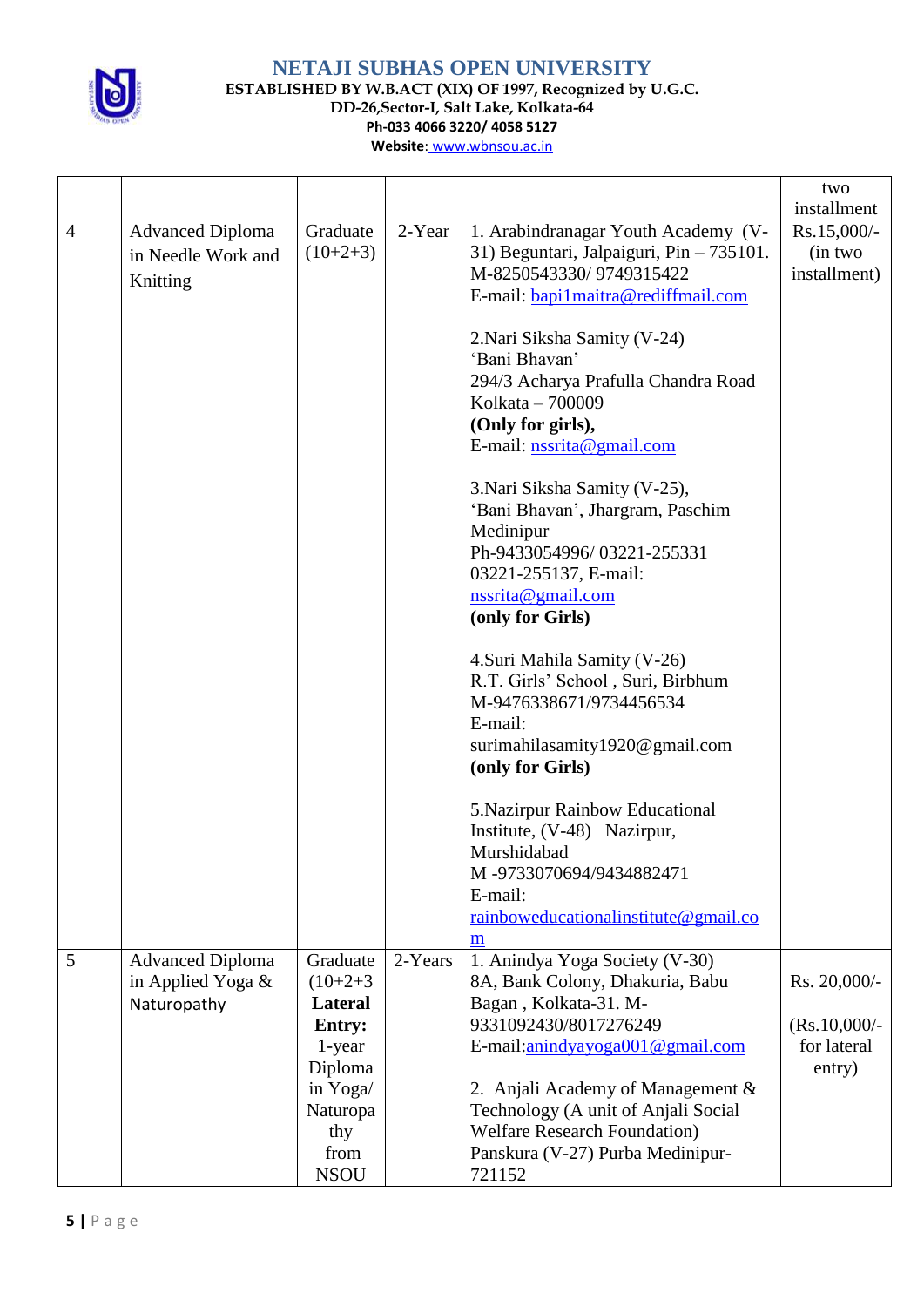# NETAJI SUBHAS OPEN UNIVERSITY

**ESTABLISHED BY W.B.ACT (XIX) OF 1997, Recognized by U.G.C.**
**DD-26,Sector-I, Salt Lake, Kolkata-64**
**Ph-033 4066 3220/ 4058 5127**
**Website:** www.wbnsou.ac.in

| | | | | | two installment |
|---|---|---|---|---|---|
| 4 | Advanced Diploma in Needle Work and Knitting | Graduate (10+2+3) | 2-Year | 1. Arabindranagar Youth Academy (V-31) Beguntari, Jalpaiguri, Pin – 735101. M-8250543330/ 9749315422 E-mail: bapi1maitra@rediffmail.com<br><br>2.Nari Siksha Samity (V-24) 'Bani Bhavan' 294/3 Acharya Prafulla Chandra Road Kolkata – 700009 **(Only for girls),** E-mail: nssrita@gmail.com<br><br>3.Nari Siksha Samity (V-25), 'Bani Bhavan', Jhargram, Paschim Medinipur Ph-9433054996/ 03221-255331 03221-255137, E-mail: nssrita@gmail.com **(only for Girls)**<br><br>4.Suri Mahila Samity (V-26) R.T. Girls' School , Suri, Birbhum M-9476338671/9734456534 E-mail: surimahilasamity1920@gmail.com **(only for Girls)**<br><br>5.Nazirpur Rainbow Educational Institute, (V-48) Nazirpur, Murshidabad M -9733070694/9434882471 E-mail: rainboweducationalinstitute@gmail.com | Rs.15,000/- (in two installment) |
| 5 | Advanced Diploma in Applied Yoga & Naturopathy | Graduate (10+2+3 **Lateral Entry:** 1-year Diploma in Yoga/ Naturopathy from NSOU | 2-Years | 1. Anindya Yoga Society (V-30) 8A, Bank Colony, Dhakuria, Babu Bagan , Kolkata-31. M-9331092430/8017276249 E-mail:anindyayoga001@gmail.com<br><br>2. Anjali Academy of Management & Technology (A unit of Anjali Social Welfare Research Foundation) Panskura (V-27) Purba Medinipur-721152 | Rs. 20,000/-<br><br>(Rs.10,000/- for lateral entry) |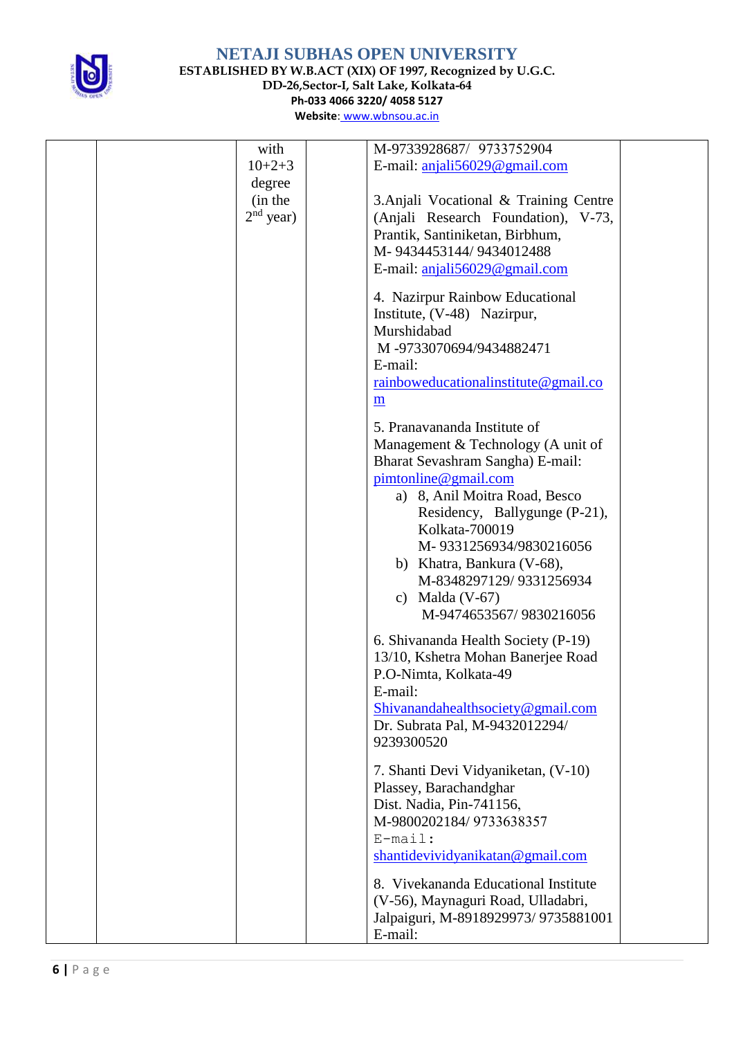| | | with 10+2+3 degree (in the 2nd year) | | M-9733928687/ 9733752904<br>E-mail: anjali56029@gmail.com<br><br>3.Anjali Vocational & Training Centre (Anjali Research Foundation), V-73, Prantik, Santiniketan, Birbhum,<br>M- 9434453144/ 9434012488<br>E-mail: anjali56029@gmail.com<br><br>4. Nazirpur Rainbow Educational Institute, (V-48) Nazirpur, Murshidabad<br>M -9733070694/9434882471<br>E-mail: rainboweducationalinstitute@gmail.com<br><br>5. Pranavananda Institute of Management & Technology (A unit of Bharat Sevashram Sangha) E-mail: pimtonline@gmail.com<br>a) 8, Anil Moitra Road, Besco Residency, Ballygunge (P-21), Kolkata-700019 M- 9331256934/9830216056<br>b) Khatra, Bankura (V-68), M-8348297129/ 9331256934<br>c) Malda (V-67) M-9474653567/ 9830216056<br><br>6. Shivananda Health Society (P-19) 13/10, Kshetra Mohan Banerjee Road P.O-Nimta, Kolkata-49<br>E-mail: Shivanandahealthsociety@gmail.com<br>Dr. Subrata Pal, M-9432012294/ 9239300520<br><br>7. Shanti Devi Vidyaniketan, (V-10) Plassey, Barachandghar<br>Dist. Nadia, Pin-741156,<br>M-9800202184/ 9733638357<br>E-mail: shantidevividyanikatan@gmail.com<br><br>8. Vivekananda Educational Institute (V-56), Maynaguri Road, Ulladabri, Jalpaiguri, M-8918929973/ 9735881001<br>E-mail: | |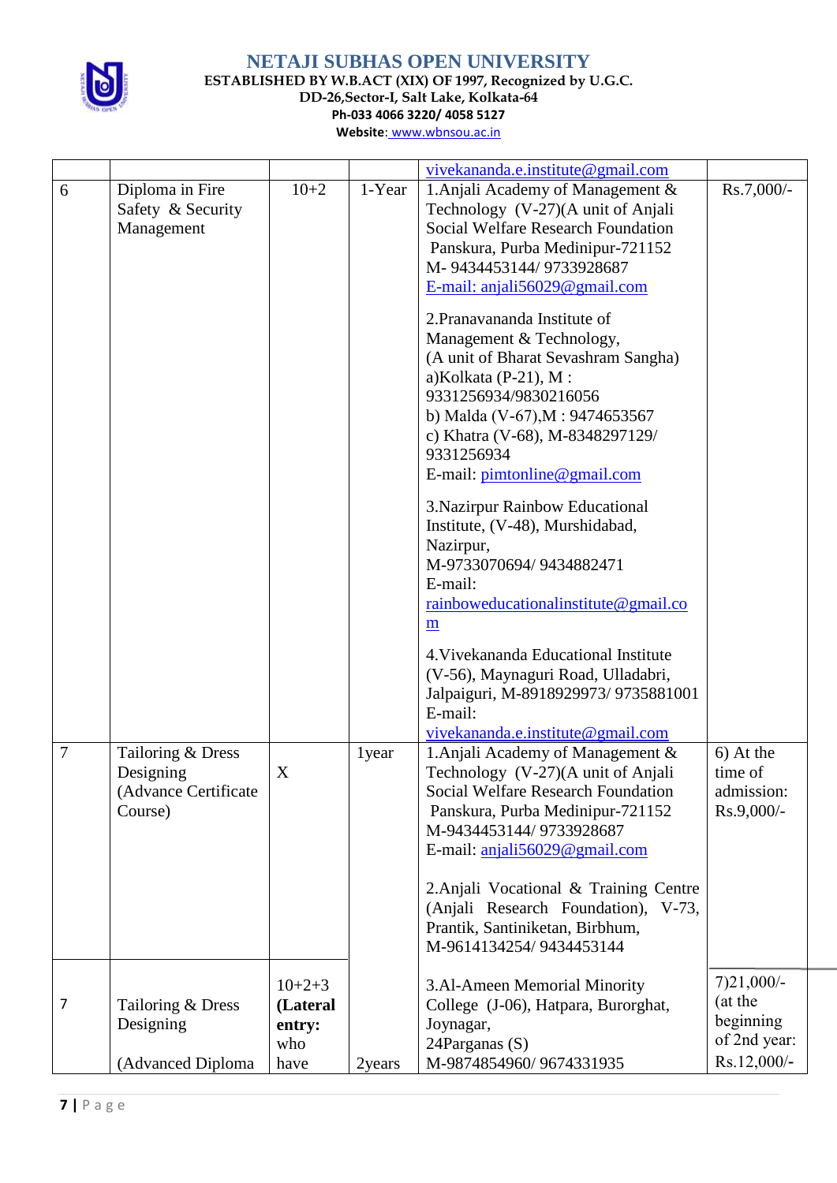# NETAJI SUBHAS OPEN UNIVERSITY

**ESTABLISHED BY W.B.ACT (XIX) OF 1997, Recognized by U.G.C.**
**DD-26,Sector-I, Salt Lake, Kolkata-64**
**Ph-033 4066 3220/ 4058 5127**
**Website**: www.wbnsou.ac.in

| | | | | | |
|---|---|---|---|---|---|
| | | | | vivekananda.e.institute@gmail.com | |
| 6 | Diploma in Fire Safety & Security Management | 10+2 | 1-Year | 1.Anjali Academy of Management & Technology (V-27)(A unit of Anjali Social Welfare Research Foundation Panskura, Purba Medinipur-721152 M- 9434453144/ 9733928687 E-mail: anjali56029@gmail.com<br><br>2.Pranavananda Institute of Management & Technology, (A unit of Bharat Sevashram Sangha) a)Kolkata (P-21), M : 9331256934/9830216056 b) Malda (V-67),M : 9474653567 c) Khatra (V-68), M-8348297129/ 9331256934 E-mail: pimtonline@gmail.com<br><br>3.Nazirpur Rainbow Educational Institute, (V-48), Murshidabad, Nazirpur, M-9733070694/ 9434882471 E-mail: rainboweducationalinstitute@gmail.com<br><br>4.Vivekananda Educational Institute (V-56), Maynaguri Road, Ulladabri, Jalpaiguri, M-8918929973/ 9735881001 E-mail: vivekananda.e.institute@gmail.com | Rs.7,000/- |
| 7 | Tailoring & Dress Designing (Advance Certificate Course) | X | 1year | 1.Anjali Academy of Management & Technology (V-27)(A unit of Anjali Social Welfare Research Foundation Panskura, Purba Medinipur-721152 M-9434453144/ 9733928687 E-mail: anjali56029@gmail.com<br><br>2.Anjali Vocational & Training Centre (Anjali Research Foundation), V-73, Prantik, Santiniketan, Birbhum, M-9614134254/ 9434453144 | 6) At the time of admission: Rs.9,000/- |
| 7 | Tailoring & Dress Designing<br><br>(Advanced Diploma | 10+2+3 **(Lateral entry:** who have | 2years | 3.Al-Ameen Memorial Minority College (J-06), Hatpara, Burorghat, Joynagar, 24Parganas (S) M-9874854960/ 9674331935 | 7)21,000/- (at the beginning of 2nd year: Rs.12,000/- |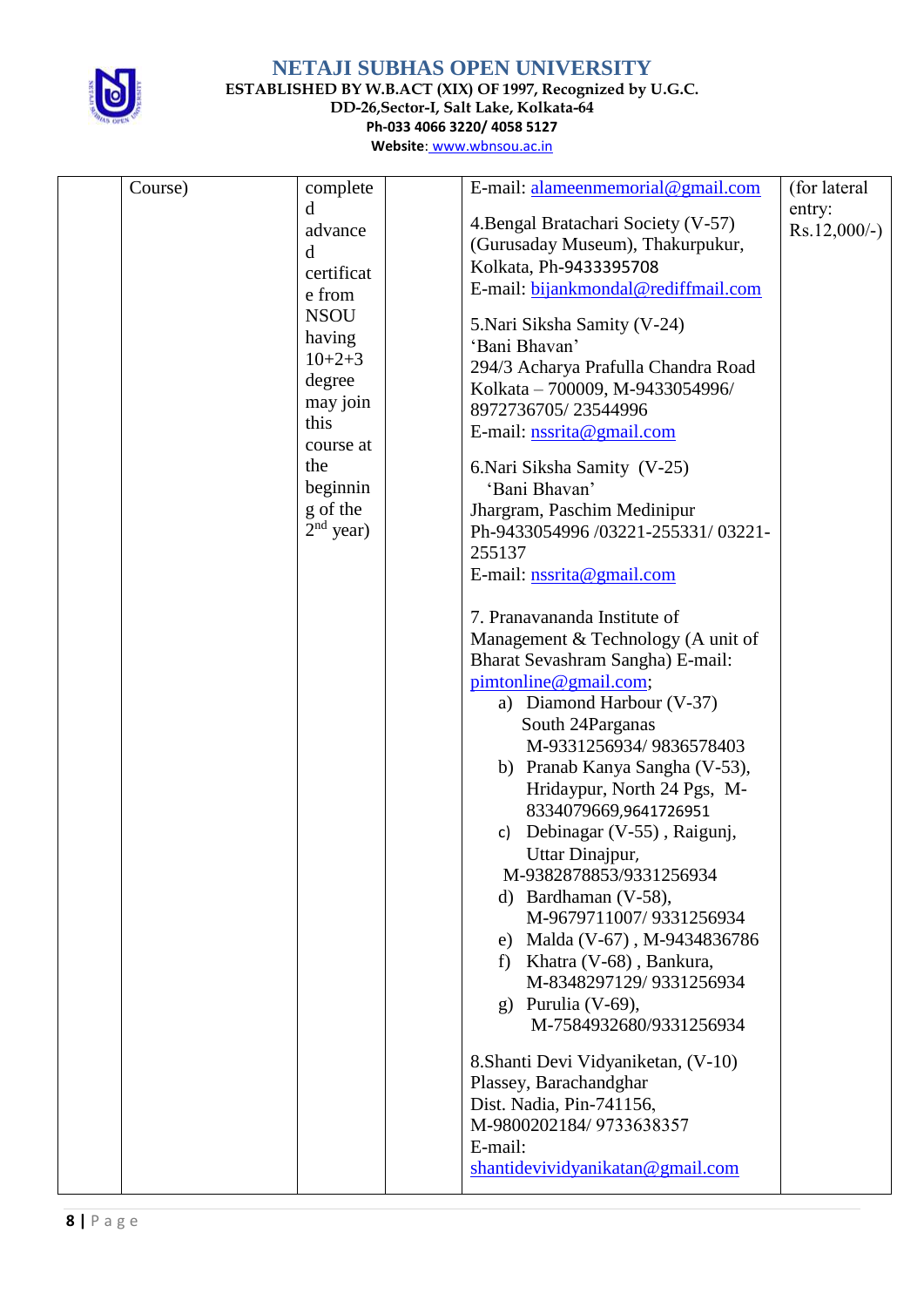# NETAJI SUBHAS OPEN UNIVERSITY

**ESTABLISHED BY W.B.ACT (XIX) OF 1997, Recognized by U.G.C.**
**DD-26,Sector-I, Salt Lake, Kolkata-64**
**Ph-033 4066 3220/ 4058 5127**
**Website: www.wbnsou.ac.in**

| | | | | | |
|---|---|---|---|---|---|
| | Course) | completed advanced certificate from NSOU having 10+2+3 degree may join this course at the beginning of the 2nd year) | | E-mail: alameenmemorial@gmail.com<br><br>4.Bengal Bratachari Society (V-57) (Gurusaday Museum), Thakurpukur, Kolkata, Ph-9433395708<br>E-mail: bijankmondal@rediffmail.com<br><br>5.Nari Siksha Samity (V-24) 'Bani Bhavan' 294/3 Acharya Prafulla Chandra Road Kolkata – 700009, M-9433054996/ 8972736705/ 23544996<br>E-mail: nssrita@gmail.com<br><br>6.Nari Siksha Samity (V-25) 'Bani Bhavan' Jhargram, Paschim Medinipur Ph-9433054996 /03221-255331/ 03221-255137<br>E-mail: nssrita@gmail.com<br><br>7. Pranavananda Institute of Management & Technology (A unit of Bharat Sevashram Sangha) E-mail: pimtonline@gmail.com;<br>a) Diamond Harbour (V-37) South 24Parganas M-9331256934/ 9836578403<br>b) Pranab Kanya Sangha (V-53), Hridaypur, North 24 Pgs, M-8334079669,9641726951<br>c) Debinagar (V-55) , Raigunj, Uttar Dinajpur, M-9382878853/9331256934<br>d) Bardhaman (V-58), M-9679711007/ 9331256934<br>e) Malda (V-67) , M-9434836786<br>f) Khatra (V-68) , Bankura, M-8348297129/ 9331256934<br>g) Purulia (V-69), M-7584932680/9331256934<br><br>8.Shanti Devi Vidyaniketan, (V-10) Plassey, Barachandghar Dist. Nadia, Pin-741156, M-9800202184/ 9733638357<br>E-mail: shantidevividyanikatan@gmail.com | (for lateral entry: Rs.12,000/-) |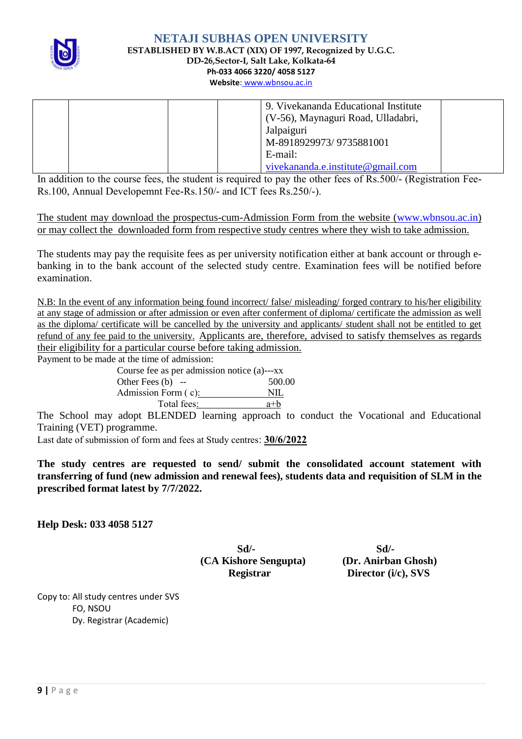# NETAJI SUBHAS OPEN UNIVERSITY

**ESTABLISHED BY W.B.ACT (XIX) OF 1997, Recognized by U.G.C.**
**DD-26,Sector-I, Salt Lake, Kolkata-64**
**Ph-033 4066 3220/ 4058 5127**
**Website**: www.wbnsou.ac.in

| | | | | | |
|---|---|---|---|---|---|
| | | | | 9. Vivekananda Educational Institute (V-56), Maynaguri Road, Ulladabri, Jalpaiguri M-8918929973/ 9735881001 E-mail: vivekananda.e.institute@gmail.com | |

In addition to the course fees, the student is required to pay the other fees of Rs.500/- (Registration Fee-Rs.100, Annual Developemnt Fee-Rs.150/- and ICT fees Rs.250/-).

The student may download the prospectus-cum-Admission Form from the website (www.wbnsou.ac.in) or may collect the downloaded form from respective study centres where they wish to take admission.

The students may pay the requisite fees as per university notification either at bank account or through e-banking in to the bank account of the selected study centre. Examination fees will be notified before examination.

N.B: In the event of any information being found incorrect/ false/ misleading/ forged contrary to his/her eligibility at any stage of admission or after admission or even after conferment of diploma/ certificate the admission as well as the diploma/ certificate will be cancelled by the university and applicants/ student shall not be entitled to get refund of any fee paid to the university. Applicants are, therefore, advised to satisfy themselves as regards their eligibility for a particular course before taking admission.

Payment to be made at the time of admission:

Course fee as per admission notice (a)---xx
Other Fees (b) -- 500.00
Admission Form ( c): NIL
Total fees: a+b

The School may adopt BLENDED learning approach to conduct the Vocational and Educational Training (VET) programme.

Last date of submission of form and fees at Study centres: **30/6/2022**

**The study centres are requested to send/ submit the consolidated account statement with transferring of fund (new admission and renewal fees), students data and requisition of SLM in the prescribed format latest by 7/7/2022.**

**Help Desk: 033 4058 5127**

**Sd/-**
**(CA Kishore Sengupta)**
**Registrar**

**Sd/-**
**(Dr. Anirban Ghosh)**
**Director (i/c), SVS**

Copy to: All study centres under SVS
FO, NSOU
Dy. Registrar (Academic)